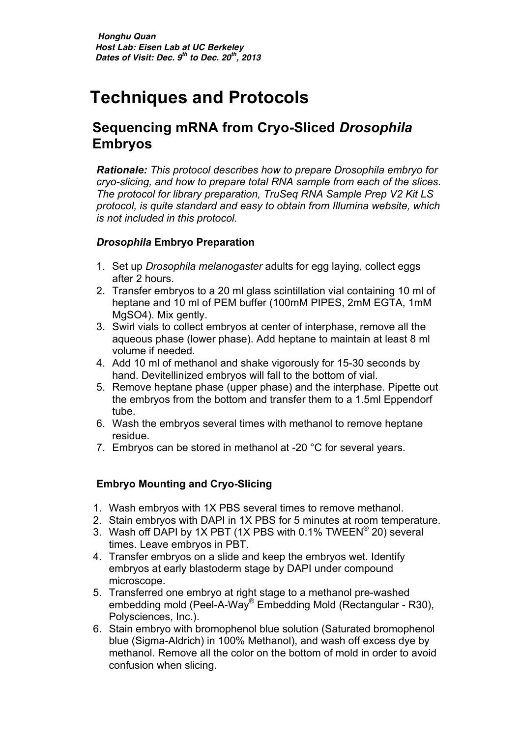***Honghu Quan***
***Host Lab: Eisen Lab at UC Berkeley***
***Dates of Visit: Dec. 9th to Dec. 20th, 2013***

# Techniques and Protocols

## Sequencing mRNA from Cryo-Sliced *Drosophila* Embryos

***Rationale:*** *This protocol describes how to prepare Drosophila embryo for cryo-slicing, and how to prepare total RNA sample from each of the slices. The protocol for library preparation, TruSeq RNA Sample Prep V2 Kit LS protocol, is quite standard and easy to obtain from Illumina website, which is not included in this protocol.*

### *Drosophila* Embryo Preparation

1. Set up *Drosophila melanogaster* adults for egg laying, collect eggs after 2 hours.
2. Transfer embryos to a 20 ml glass scintillation vial containing 10 ml of heptane and 10 ml of PEM buffer (100mM PIPES, 2mM EGTA, 1mM $MgSO_4$). Mix gently.
3. Swirl vials to collect embryos at center of interphase, remove all the aqueous phase (lower phase). Add heptane to maintain at least 8 ml volume if needed.
4. Add 10 ml of methanol and shake vigorously for 15-30 seconds by hand. Devitellinized embryos will fall to the bottom of vial.
5. Remove heptane phase (upper phase) and the interphase. Pipette out the embryos from the bottom and transfer them to a 1.5ml Eppendorf tube.
6. Wash the embryos several times with methanol to remove heptane residue.
7. Embryos can be stored in methanol at -20 °C for several years.

### Embryo Mounting and Cryo-Slicing

1. Wash embryos with 1X PBS several times to remove methanol.
2. Stain embryos with DAPI in 1X PBS for 5 minutes at room temperature.
3. Wash off DAPI by 1X PBT (1X PBS with 0.1% TWEEN® 20) several times. Leave embryos in PBT.
4. Transfer embryos on a slide and keep the embryos wet. Identify embryos at early blastoderm stage by DAPI under compound microscope.
5. Transferred one embryo at right stage to a methanol pre-washed embedding mold (Peel-A-Way® Embedding Mold (Rectangular - R30), Polysciences, Inc.).
6. Stain embryo with bromophenol blue solution (Saturated bromophenol blue (Sigma-Aldrich) in 100% Methanol), and wash off excess dye by methanol. Remove all the color on the bottom of mold in order to avoid confusion when slicing.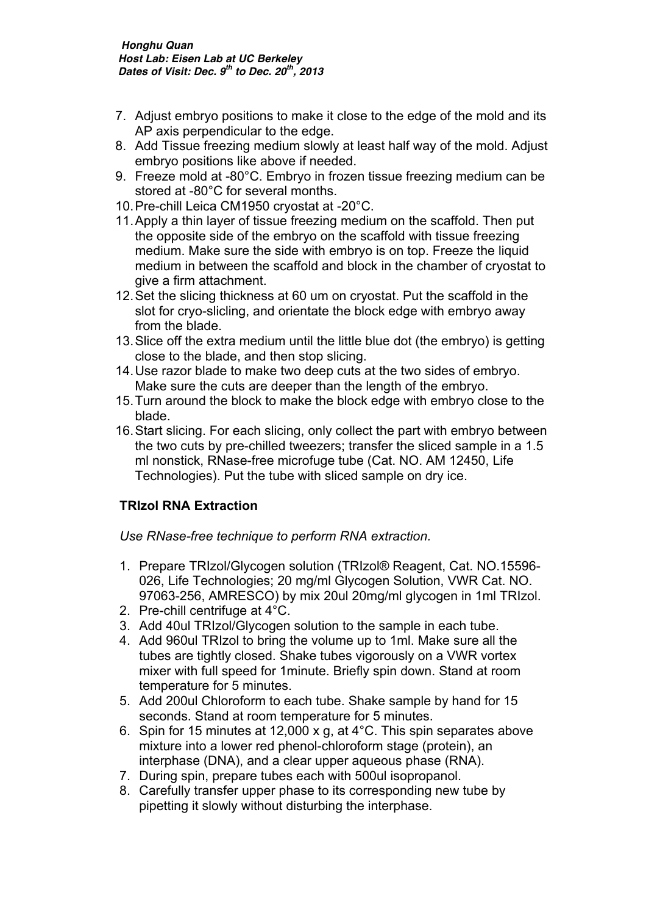7. Adjust embryo positions to make it close to the edge of the mold and its AP axis perpendicular to the edge.
8. Add Tissue freezing medium slowly at least half way of the mold. Adjust embryo positions like above if needed.
9. Freeze mold at -80°C. Embryo in frozen tissue freezing medium can be stored at -80°C for several months.
10. Pre-chill Leica CM1950 cryostat at -20°C.
11. Apply a thin layer of tissue freezing medium on the scaffold. Then put the opposite side of the embryo on the scaffold with tissue freezing medium. Make sure the side with embryo is on top. Freeze the liquid medium in between the scaffold and block in the chamber of cryostat to give a firm attachment.
12. Set the slicing thickness at 60 um on cryostat. Put the scaffold in the slot for cryo-slicing, and orientate the block edge with embryo away from the blade.
13. Slice off the extra medium until the little blue dot (the embryo) is getting close to the blade, and then stop slicing.
14. Use razor blade to make two deep cuts at the two sides of embryo. Make sure the cuts are deeper than the length of the embryo.
15. Turn around the block to make the block edge with embryo close to the blade.
16. Start slicing. For each slicing, only collect the part with embryo between the two cuts by pre-chilled tweezers; transfer the sliced sample in a 1.5 ml nonstick, RNase-free microfuge tube (Cat. NO. AM 12450, Life Technologies). Put the tube with sliced sample on dry ice.

## TRIzol RNA Extraction

*Use RNase-free technique to perform RNA extraction.*

1. Prepare TRIzol/Glycogen solution (TRIzol® Reagent, Cat. NO.15596-026, Life Technologies; 20 mg/ml Glycogen Solution, VWR Cat. NO. 97063-256, AMRESCO) by mix 20ul 20mg/ml glycogen in 1ml TRIzol.
2. Pre-chill centrifuge at 4°C.
3. Add 40ul TRIzol/Glycogen solution to the sample in each tube.
4. Add 960ul TRIzol to bring the volume up to 1ml. Make sure all the tubes are tightly closed. Shake tubes vigorously on a VWR vortex mixer with full speed for 1minute. Briefly spin down. Stand at room temperature for 5 minutes.
5. Add 200ul Chloroform to each tube. Shake sample by hand for 15 seconds. Stand at room temperature for 5 minutes.
6. Spin for 15 minutes at 12,000 x g, at 4°C. This spin separates above mixture into a lower red phenol-chloroform stage (protein), an interphase (DNA), and a clear upper aqueous phase (RNA).
7. During spin, prepare tubes each with 500ul isopropanol.
8. Carefully transfer upper phase to its corresponding new tube by pipetting it slowly without disturbing the interphase.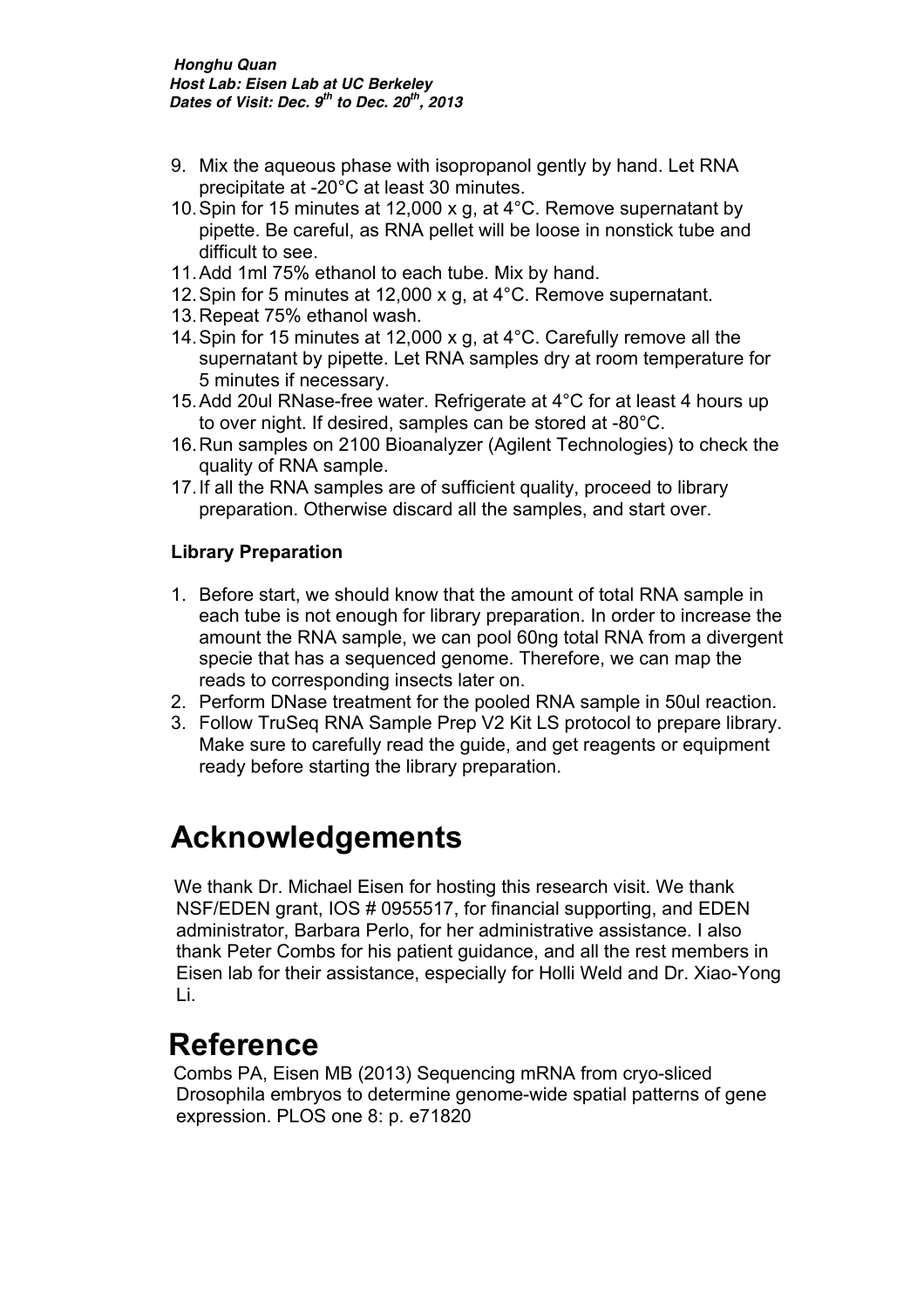9. Mix the aqueous phase with isopropanol gently by hand. Let RNA precipitate at -20°C at least 30 minutes.
10. Spin for 15 minutes at 12,000 x g, at 4°C. Remove supernatant by pipette. Be careful, as RNA pellet will be loose in nonstick tube and difficult to see.
11. Add 1ml 75% ethanol to each tube. Mix by hand.
12. Spin for 5 minutes at 12,000 x g, at 4°C. Remove supernatant.
13. Repeat 75% ethanol wash.
14. Spin for 15 minutes at 12,000 x g, at 4°C. Carefully remove all the supernatant by pipette. Let RNA samples dry at room temperature for 5 minutes if necessary.
15. Add 20ul RNase-free water. Refrigerate at 4°C for at least 4 hours up to over night. If desired, samples can be stored at -80°C.
16. Run samples on 2100 Bioanalyzer (Agilent Technologies) to check the quality of RNA sample.
17. If all the RNA samples are of sufficient quality, proceed to library preparation. Otherwise discard all the samples, and start over.

**Library Preparation**

1. Before start, we should know that the amount of total RNA sample in each tube is not enough for library preparation. In order to increase the amount the RNA sample, we can pool 60ng total RNA from a divergent specie that has a sequenced genome. Therefore, we can map the reads to corresponding insects later on.
2. Perform DNase treatment for the pooled RNA sample in 50ul reaction.
3. Follow TruSeq RNA Sample Prep V2 Kit LS protocol to prepare library. Make sure to carefully read the guide, and get reagents or equipment ready before starting the library preparation.

# Acknowledgements

We thank Dr. Michael Eisen for hosting this research visit. We thank NSF/EDEN grant, IOS # 0955517, for financial supporting, and EDEN administrator, Barbara Perlo, for her administrative assistance. I also thank Peter Combs for his patient guidance, and all the rest members in Eisen lab for their assistance, especially for Holli Weld and Dr. Xiao-Yong Li.

# Reference

Combs PA, Eisen MB (2013) Sequencing mRNA from cryo-sliced Drosophila embryos to determine genome-wide spatial patterns of gene expression. PLOS one 8: p. e71820